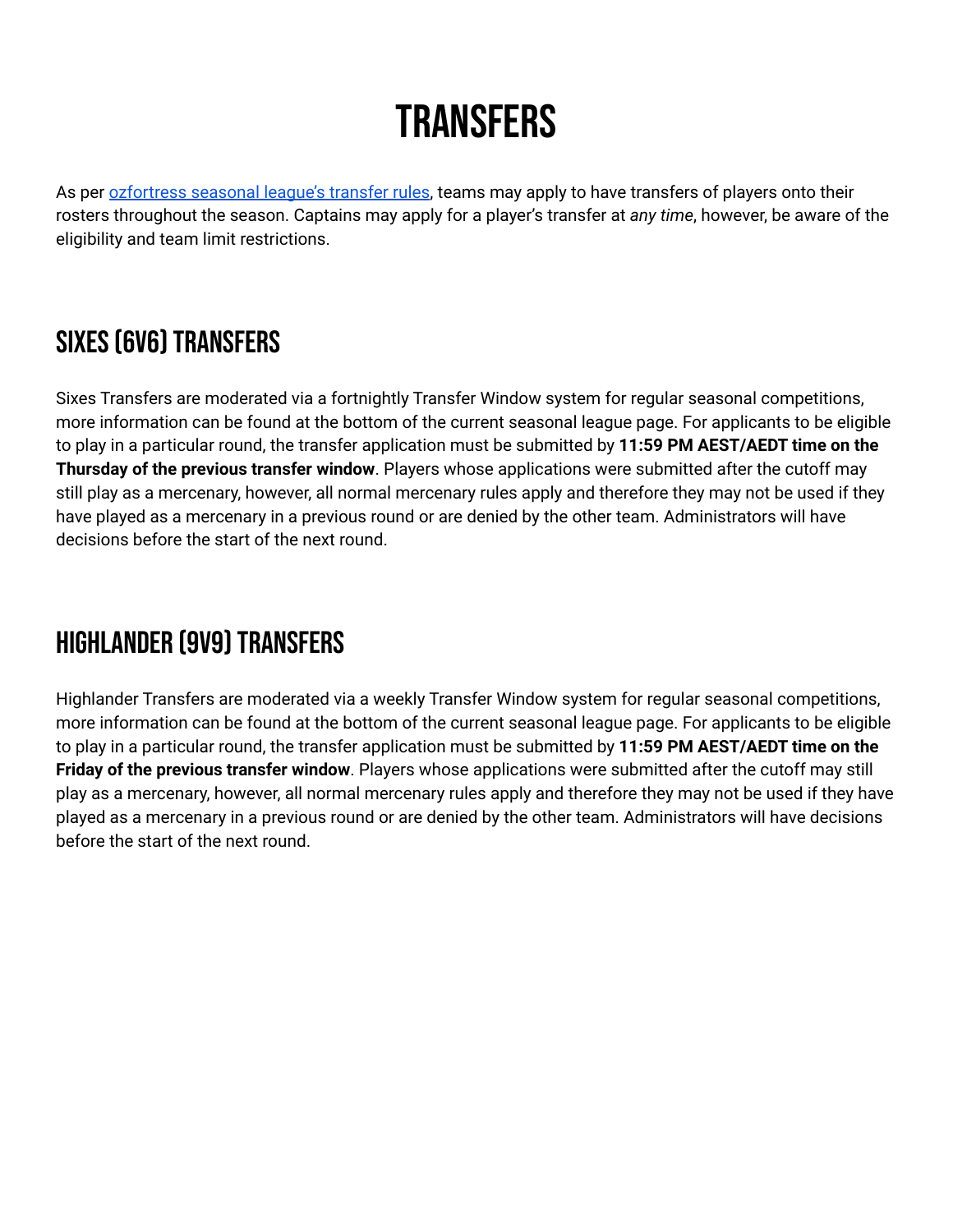# TRANSFERS

As per [ozfortress seasonal league's transfer rules](), teams may apply to have transfers of players onto their rosters throughout the season. Captains may apply for a player's transfer at *any time*, however, be aware of the eligibility and team limit restrictions.

## SIXES (6V6) TRANSFERS

Sixes Transfers are moderated via a fortnightly Transfer Window system for regular seasonal competitions, more information can be found at the bottom of the current seasonal league page. For applicants to be eligible to play in a particular round, the transfer application must be submitted by **11:59 PM AEST/AEDT time on the Thursday of the previous transfer window**. Players whose applications were submitted after the cutoff may still play as a mercenary, however, all normal mercenary rules apply and therefore they may not be used if they have played as a mercenary in a previous round or are denied by the other team. Administrators will have decisions before the start of the next round.

## HIGHLANDER (9V9) TRANSFERS

Highlander Transfers are moderated via a weekly Transfer Window system for regular seasonal competitions, more information can be found at the bottom of the current seasonal league page. For applicants to be eligible to play in a particular round, the transfer application must be submitted by **11:59 PM AEST/AEDT time on the Friday of the previous transfer window**. Players whose applications were submitted after the cutoff may still play as a mercenary, however, all normal mercenary rules apply and therefore they may not be used if they have played as a mercenary in a previous round or are denied by the other team. Administrators will have decisions before the start of the next round.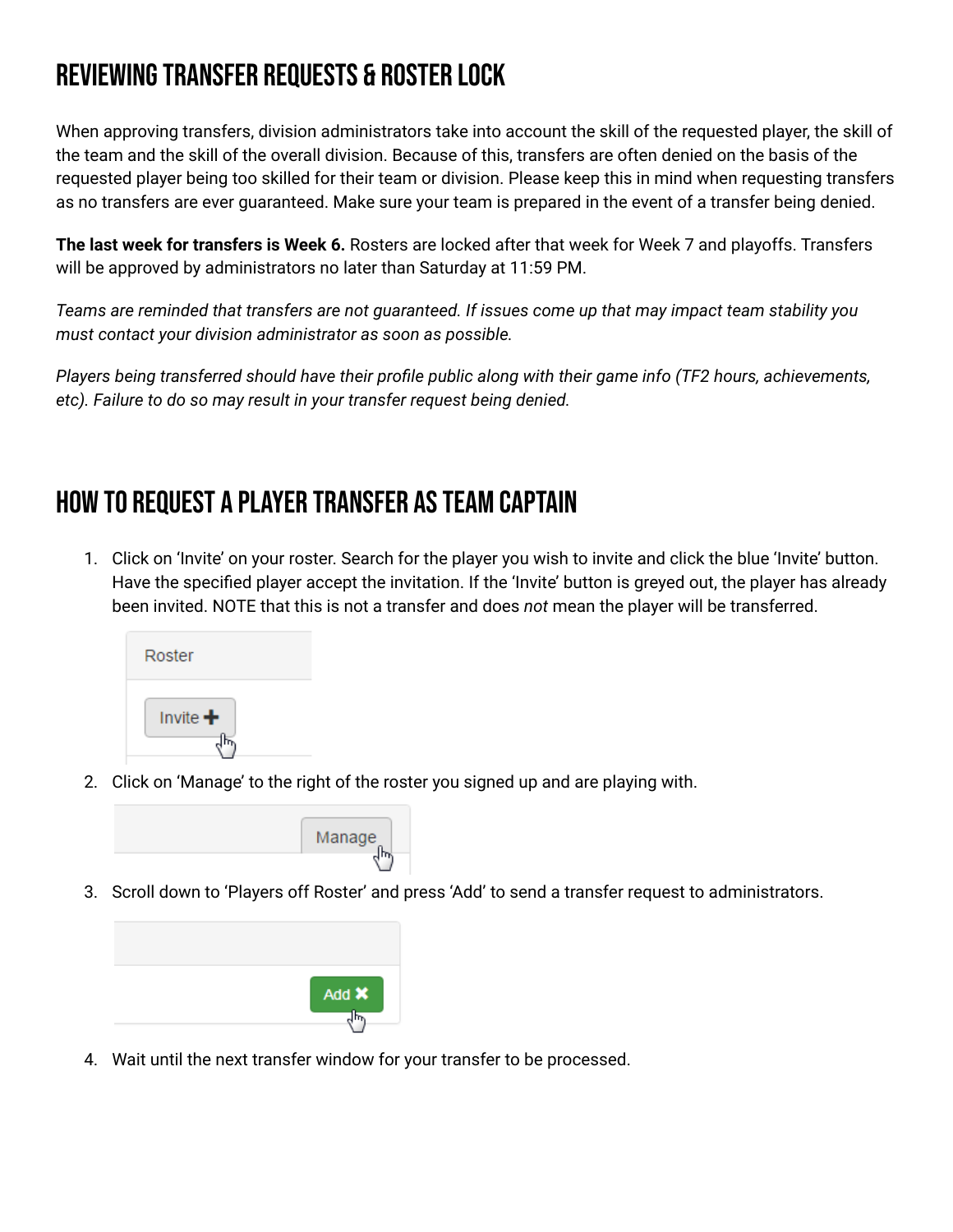## REVIEWING TRANSFER REQUESTS & ROSTER LOCK

When approving transfers, division administrators take into account the skill of the requested player, the skill of the team and the skill of the overall division. Because of this, transfers are often denied on the basis of the requested player being too skilled for their team or division. Please keep this in mind when requesting transfers as no transfers are ever guaranteed. Make sure your team is prepared in the event of a transfer being denied.

**The last week for transfers is Week 6.** Rosters are locked after that week for Week 7 and playoffs. Transfers will be approved by administrators no later than Saturday at 11:59 PM.

*Teams are reminded that transfers are not guaranteed. If issues come up that may impact team stability you must contact your division administrator as soon as possible.*

*Players being transferred should have their profile public along with their game info (TF2 hours, achievements, etc). Failure to do so may result in your transfer request being denied.*

## HOW TO REQUEST A PLAYER TRANSFER AS TEAM CAPTAIN

1. Click on 'Invite' on your roster. Search for the player you wish to invite and click the blue 'Invite' button. Have the specified player accept the invitation. If the 'Invite' button is greyed out, the player has already been invited. NOTE that this is not a transfer and does *not* mean the player will be transferred.

   Roster

   Invite +

2. Click on 'Manage' to the right of the roster you signed up and are playing with.

   Manage

3. Scroll down to 'Players off Roster' and press 'Add' to send a transfer request to administrators.

   Add ✖

4. Wait until the next transfer window for your transfer to be processed.